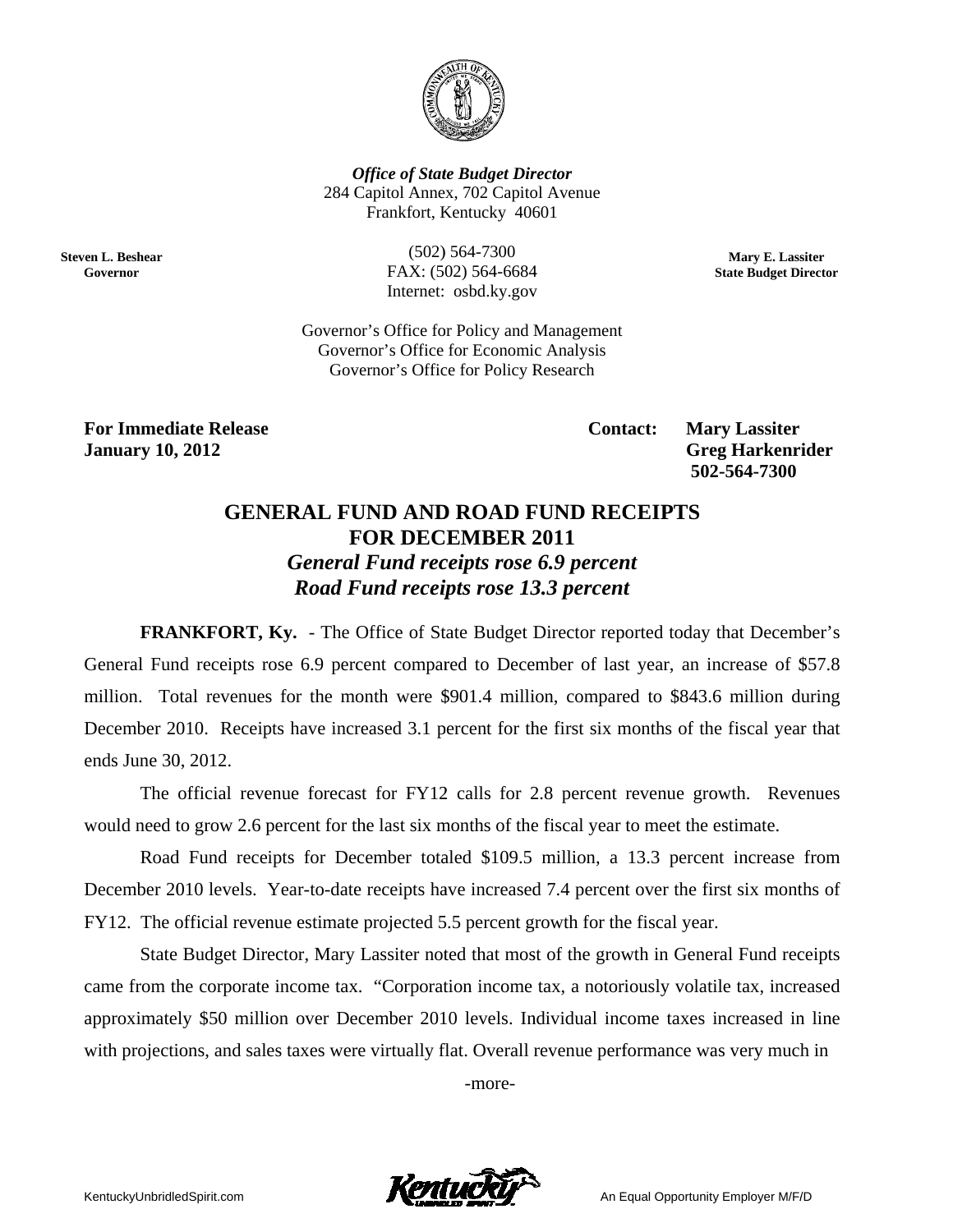***Office of State Budget Director***
284 Capitol Annex, 702 Capitol Avenue
Frankfort, Kentucky 40601

**Steven L. Beshear**
**Governor**

(502) 564-7300
FAX: (502) 564-6684
Internet: osbd.ky.gov

**Mary E. Lassiter**
**State Budget Director**

Governor's Office for Policy and Management
Governor's Office for Economic Analysis
Governor's Office for Policy Research

**For Immediate Release**
**January 10, 2012**

**Contact: Mary Lassiter**
**Greg Harkenrider**
**502-564-7300**

# GENERAL FUND AND ROAD FUND RECEIPTS FOR DECEMBER 2011

## *General Fund receipts rose 6.9 percent*
## *Road Fund receipts rose 13.3 percent*

**FRANKFORT, Ky.** - The Office of State Budget Director reported today that December's General Fund receipts rose 6.9 percent compared to December of last year, an increase of $57.8 million. Total revenues for the month were $901.4 million, compared to $843.6 million during December 2010. Receipts have increased 3.1 percent for the first six months of the fiscal year that ends June 30, 2012.

The official revenue forecast for FY12 calls for 2.8 percent revenue growth. Revenues would need to grow 2.6 percent for the last six months of the fiscal year to meet the estimate.

Road Fund receipts for December totaled $109.5 million, a 13.3 percent increase from December 2010 levels. Year-to-date receipts have increased 7.4 percent over the first six months of FY12. The official revenue estimate projected 5.5 percent growth for the fiscal year.

State Budget Director, Mary Lassiter noted that most of the growth in General Fund receipts came from the corporate income tax. "Corporation income tax, a notoriously volatile tax, increased approximately $50 million over December 2010 levels. Individual income taxes increased in line with projections, and sales taxes were virtually flat. Overall revenue performance was very much in

-more-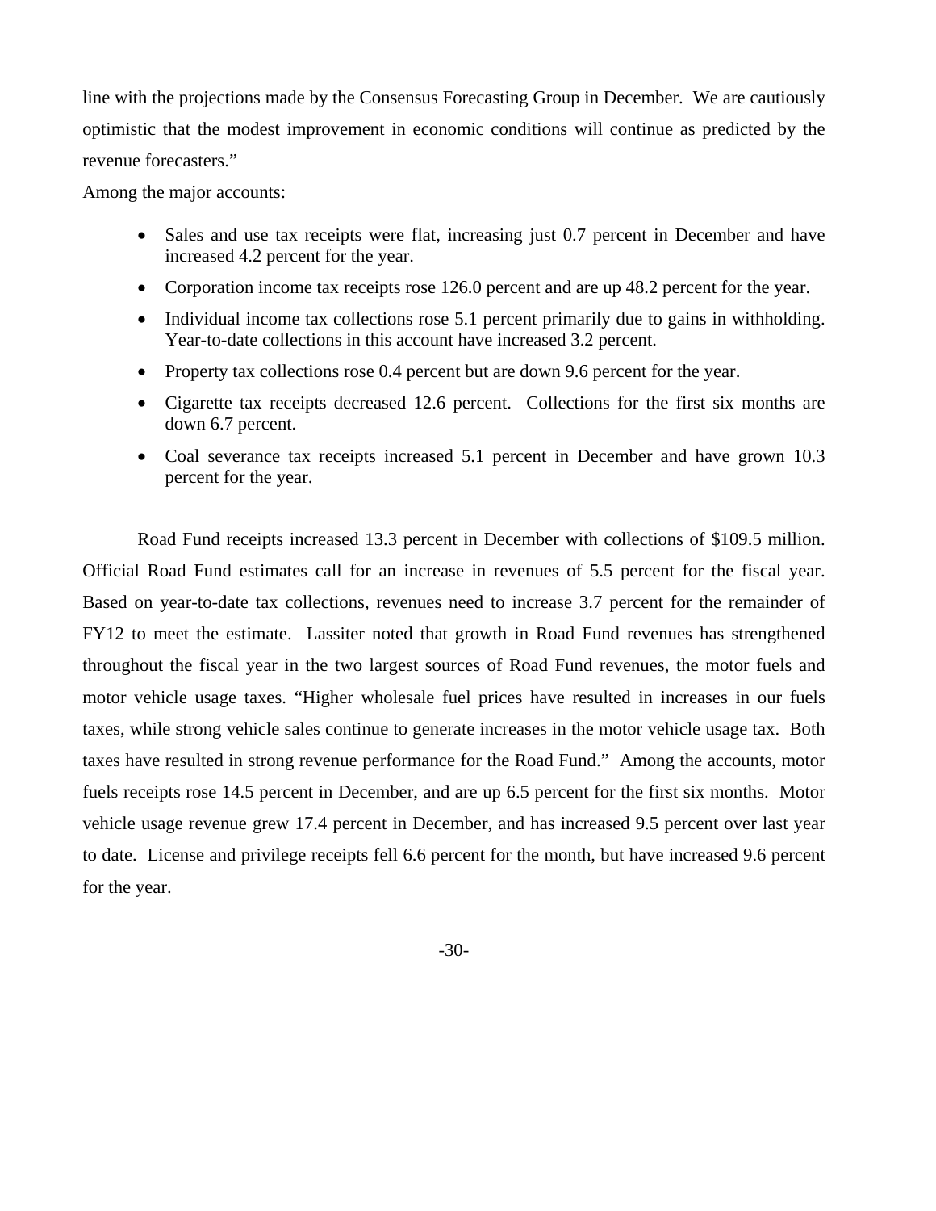line with the projections made by the Consensus Forecasting Group in December. We are cautiously optimistic that the modest improvement in economic conditions will continue as predicted by the revenue forecasters."

Among the major accounts:

- Sales and use tax receipts were flat, increasing just 0.7 percent in December and have increased 4.2 percent for the year.
- Corporation income tax receipts rose 126.0 percent and are up 48.2 percent for the year.
- Individual income tax collections rose 5.1 percent primarily due to gains in withholding. Year-to-date collections in this account have increased 3.2 percent.
- Property tax collections rose 0.4 percent but are down 9.6 percent for the year.
- Cigarette tax receipts decreased 12.6 percent. Collections for the first six months are down 6.7 percent.
- Coal severance tax receipts increased 5.1 percent in December and have grown 10.3 percent for the year.

Road Fund receipts increased 13.3 percent in December with collections of $109.5 million. Official Road Fund estimates call for an increase in revenues of 5.5 percent for the fiscal year. Based on year-to-date tax collections, revenues need to increase 3.7 percent for the remainder of FY12 to meet the estimate. Lassiter noted that growth in Road Fund revenues has strengthened throughout the fiscal year in the two largest sources of Road Fund revenues, the motor fuels and motor vehicle usage taxes. "Higher wholesale fuel prices have resulted in increases in our fuels taxes, while strong vehicle sales continue to generate increases in the motor vehicle usage tax. Both taxes have resulted in strong revenue performance for the Road Fund." Among the accounts, motor fuels receipts rose 14.5 percent in December, and are up 6.5 percent for the first six months. Motor vehicle usage revenue grew 17.4 percent in December, and has increased 9.5 percent over last year to date. License and privilege receipts fell 6.6 percent for the month, but have increased 9.6 percent for the year.

-30-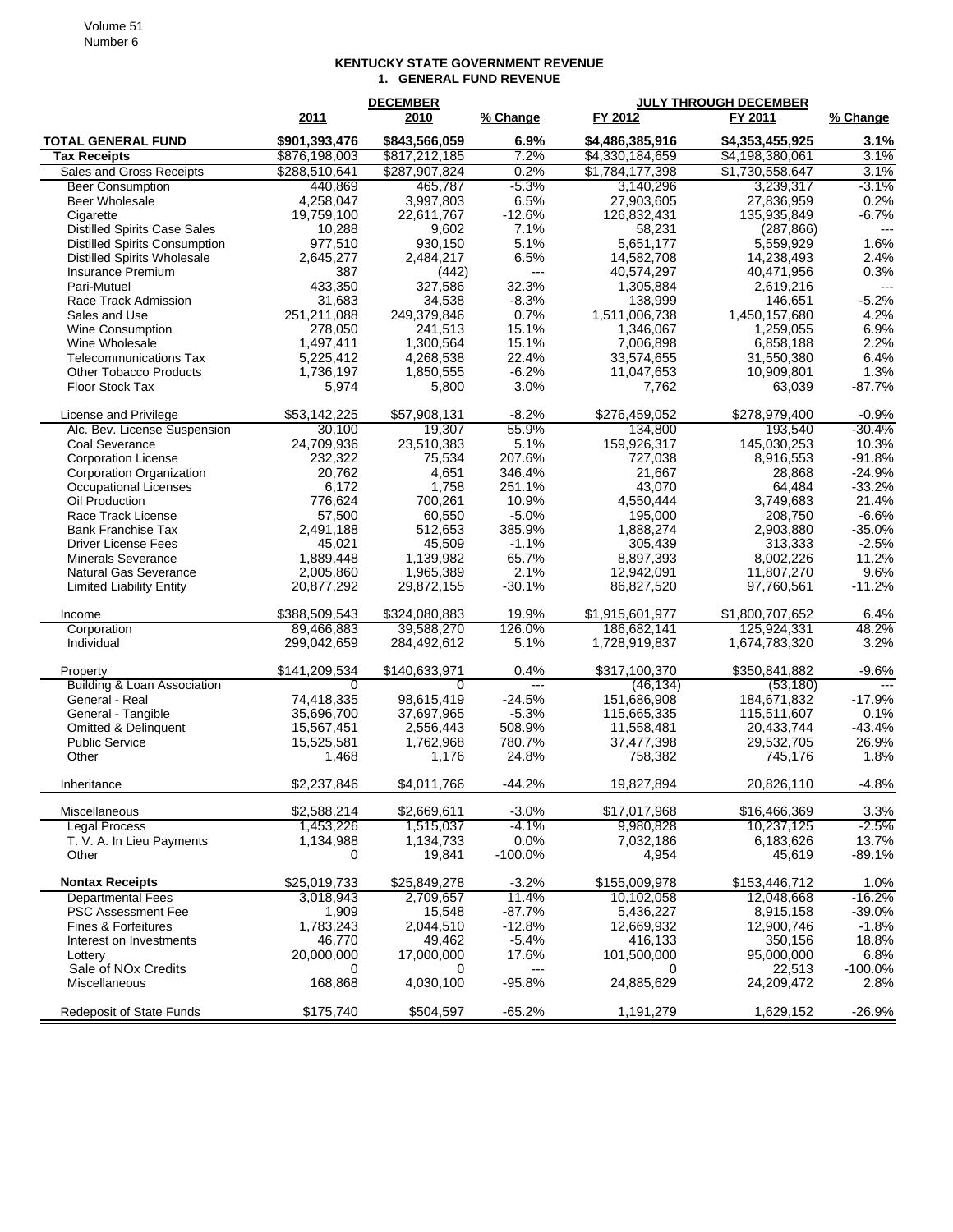# KENTUCKY STATE GOVERNMENT REVENUE

## 1. GENERAL FUND REVENUE

| | DECEMBER | | | JULY THROUGH DECEMBER | | |
|---|---|---|---|---|---|---|
| | 2011 | 2010 | % Change | FY 2012 | FY 2011 | % Change |
| **TOTAL GENERAL FUND** | **$901,393,476** | **$843,566,059** | **6.9%** | **$4,486,385,916** | **$4,353,455,925** | **3.1%** |
| **Tax Receipts** | $876,198,003 | $817,212,185 | 7.2% | $4,330,184,659 | $4,198,380,061 | 3.1% |
| Sales and Gross Receipts | $288,510,641 | $287,907,824 | 0.2% | $1,784,177,398 | $1,730,558,647 | 3.1% |
| Beer Consumption | 440,869 | 465,787 | -5.3% | 3,140,296 | 3,239,317 | -3.1% |
| Beer Wholesale | 4,258,047 | 3,997,803 | 6.5% | 27,903,605 | 27,836,959 | 0.2% |
| Cigarette | 19,759,100 | 22,611,767 | -12.6% | 126,832,431 | 135,935,849 | -6.7% |
| Distilled Spirits Case Sales | 10,288 | 9,602 | 7.1% | 58,231 | (287,866) | --- |
| Distilled Spirits Consumption | 977,510 | 930,150 | 5.1% | 5,651,177 | 5,559,929 | 1.6% |
| Distilled Spirits Wholesale | 2,645,277 | 2,484,217 | 6.5% | 14,582,708 | 14,238,493 | 2.4% |
| Insurance Premium | 387 | (442) | --- | 40,574,297 | 40,471,956 | 0.3% |
| Pari-Mutuel | 433,350 | 327,586 | 32.3% | 1,305,884 | 2,619,216 | --- |
| Race Track Admission | 31,683 | 34,538 | -8.3% | 138,999 | 146,651 | -5.2% |
| Sales and Use | 251,211,088 | 249,379,846 | 0.7% | 1,511,006,738 | 1,450,157,680 | 4.2% |
| Wine Consumption | 278,050 | 241,513 | 15.1% | 1,346,067 | 1,259,055 | 6.9% |
| Wine Wholesale | 1,497,411 | 1,300,564 | 15.1% | 7,006,898 | 6,858,188 | 2.2% |
| Telecommunications Tax | 5,225,412 | 4,268,538 | 22.4% | 33,574,655 | 31,550,380 | 6.4% |
| Other Tobacco Products | 1,736,197 | 1,850,555 | -6.2% | 11,047,653 | 10,909,801 | 1.3% |
| Floor Stock Tax | 5,974 | 5,800 | 3.0% | 7,762 | 63,039 | -87.7% |
| License and Privilege | $53,142,225 | $57,908,131 | -8.2% | $276,459,052 | $278,979,400 | -0.9% |
| Alc. Bev. License Suspension | 30,100 | 19,307 | 55.9% | 134,800 | 193,540 | -30.4% |
| Coal Severance | 24,709,936 | 23,510,383 | 5.1% | 159,926,317 | 145,030,253 | 10.3% |
| Corporation License | 232,322 | 75,534 | 207.6% | 727,038 | 8,916,553 | -91.8% |
| Corporation Organization | 20,762 | 4,651 | 346.4% | 21,667 | 28,868 | -24.9% |
| Occupational Licenses | 6,172 | 1,758 | 251.1% | 43,070 | 64,484 | -33.2% |
| Oil Production | 776,624 | 700,261 | 10.9% | 4,550,444 | 3,749,683 | 21.4% |
| Race Track License | 57,500 | 60,550 | -5.0% | 195,000 | 208,750 | -6.6% |
| Bank Franchise Tax | 2,491,188 | 512,653 | 385.9% | 1,888,274 | 2,903,880 | -35.0% |
| Driver License Fees | 45,021 | 45,509 | -1.1% | 305,439 | 313,333 | -2.5% |
| Minerals Severance | 1,889,448 | 1,139,982 | 65.7% | 8,897,393 | 8,002,226 | 11.2% |
| Natural Gas Severance | 2,005,860 | 1,965,389 | 2.1% | 12,942,091 | 11,807,270 | 9.6% |
| Limited Liability Entity | 20,877,292 | 29,872,155 | -30.1% | 86,827,520 | 97,760,561 | -11.2% |
| Income | $388,509,543 | $324,080,883 | 19.9% | $1,915,601,977 | $1,800,707,652 | 6.4% |
| Corporation | 89,466,883 | 39,588,270 | 126.0% | 186,682,141 | 125,924,331 | 48.2% |
| Individual | 299,042,659 | 284,492,612 | 5.1% | 1,728,919,837 | 1,674,783,320 | 3.2% |
| Property | $141,209,534 | $140,633,971 | 0.4% | $317,100,370 | $350,841,882 | -9.6% |
| Building & Loan Association | 0 | 0 | --- | (46,134) | (53,180) | --- |
| General - Real | 74,418,335 | 98,615,419 | -24.5% | 151,686,908 | 184,671,832 | -17.9% |
| General - Tangible | 35,696,700 | 37,697,965 | -5.3% | 115,665,335 | 115,511,607 | 0.1% |
| Omitted & Delinquent | 15,567,451 | 2,556,443 | 508.9% | 11,558,481 | 20,433,744 | -43.4% |
| Public Service | 15,525,581 | 1,762,968 | 780.7% | 37,477,398 | 29,532,705 | 26.9% |
| Other | 1,468 | 1,176 | 24.8% | 758,382 | 745,176 | 1.8% |
| Inheritance | $2,237,846 | $4,011,766 | -44.2% | 19,827,894 | 20,826,110 | -4.8% |
| Miscellaneous | $2,588,214 | $2,669,611 | -3.0% | $17,017,968 | $16,466,369 | 3.3% |
| Legal Process | 1,453,226 | 1,515,037 | -4.1% | 9,980,828 | 10,237,125 | -2.5% |
| T. V. A. In Lieu Payments | 1,134,988 | 1,134,733 | 0.0% | 7,032,186 | 6,183,626 | 13.7% |
| Other | 0 | 19,841 | -100.0% | 4,954 | 45,619 | -89.1% |
| **Nontax Receipts** | $25,019,733 | $25,849,278 | -3.2% | $155,009,978 | $153,446,712 | 1.0% |
| Departmental Fees | 3,018,943 | 2,709,657 | 11.4% | 10,102,058 | 12,048,668 | -16.2% |
| PSC Assessment Fee | 1,909 | 15,548 | -87.7% | 5,436,227 | 8,915,158 | -39.0% |
| Fines & Forfeitures | 1,783,243 | 2,044,510 | -12.8% | 12,669,932 | 12,900,746 | -1.8% |
| Interest on Investments | 46,770 | 49,462 | -5.4% | 416,133 | 350,156 | 18.8% |
| Lottery | 20,000,000 | 17,000,000 | 17.6% | 101,500,000 | 95,000,000 | 6.8% |
| Sale of NOx Credits | 0 | 0 | --- | 0 | 22,513 | -100.0% |
| Miscellaneous | 168,868 | 4,030,100 | -95.8% | 24,885,629 | 24,209,472 | 2.8% |
| Redeposit of State Funds | $175,740 | $504,597 | -65.2% | 1,191,279 | 1,629,152 | -26.9% |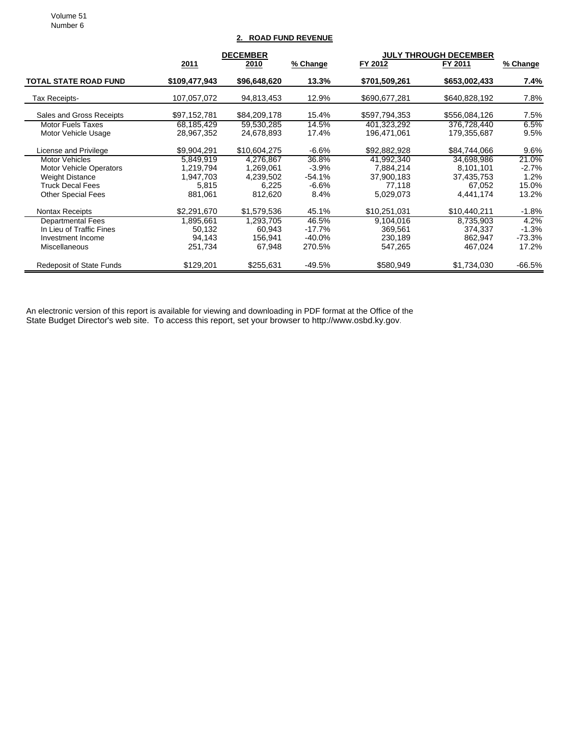## 2. ROAD FUND REVENUE

| | DECEMBER | | | JULY THROUGH DECEMBER | | |
|---|---|---|---|---|---|---|
| | 2011 | 2010 | % Change | FY 2012 | FY 2011 | % Change |
| **TOTAL STATE ROAD FUND** | **$109,477,943** | **$96,648,620** | **13.3%** | **$701,509,261** | **$653,002,433** | **7.4%** |
| Tax Receipts- | 107,057,072 | 94,813,453 | 12.9% | $690,677,281 | $640,828,192 | 7.8% |
| Sales and Gross Receipts | $97,152,781 | $84,209,178 | 15.4% | $597,794,353 | $556,084,126 | 7.5% |
| Motor Fuels Taxes | 68,185,429 | 59,530,285 | 14.5% | 401,323,292 | 376,728,440 | 6.5% |
| Motor Vehicle Usage | 28,967,352 | 24,678,893 | 17.4% | 196,471,061 | 179,355,687 | 9.5% |
| License and Privilege | $9,904,291 | $10,604,275 | -6.6% | $92,882,928 | $84,744,066 | 9.6% |
| Motor Vehicles | 5,849,919 | 4,276,867 | 36.8% | 41,992,340 | 34,698,986 | 21.0% |
| Motor Vehicle Operators | 1,219,794 | 1,269,061 | -3.9% | 7,884,214 | 8,101,101 | -2.7% |
| Weight Distance | 1,947,703 | 4,239,502 | -54.1% | 37,900,183 | 37,435,753 | 1.2% |
| Truck Decal Fees | 5,815 | 6,225 | -6.6% | 77,118 | 67,052 | 15.0% |
| Other Special Fees | 881,061 | 812,620 | 8.4% | 5,029,073 | 4,441,174 | 13.2% |
| Nontax Receipts | $2,291,670 | $1,579,536 | 45.1% | $10,251,031 | $10,440,211 | -1.8% |
| Departmental Fees | 1,895,661 | 1,293,705 | 46.5% | 9,104,016 | 8,735,903 | 4.2% |
| In Lieu of Traffic Fines | 50,132 | 60,943 | -17.7% | 369,561 | 374,337 | -1.3% |
| Investment Income | 94,143 | 156,941 | -40.0% | 230,189 | 862,947 | -73.3% |
| Miscellaneous | 251,734 | 67,948 | 270.5% | 547,265 | 467,024 | 17.2% |
| Redeposit of State Funds | $129,201 | $255,631 | -49.5% | $580,949 | $1,734,030 | -66.5% |

An electronic version of this report is available for viewing and downloading in PDF format at the Office of the State Budget Director's web site. To access this report, set your browser to http://www.osbd.ky.gov.